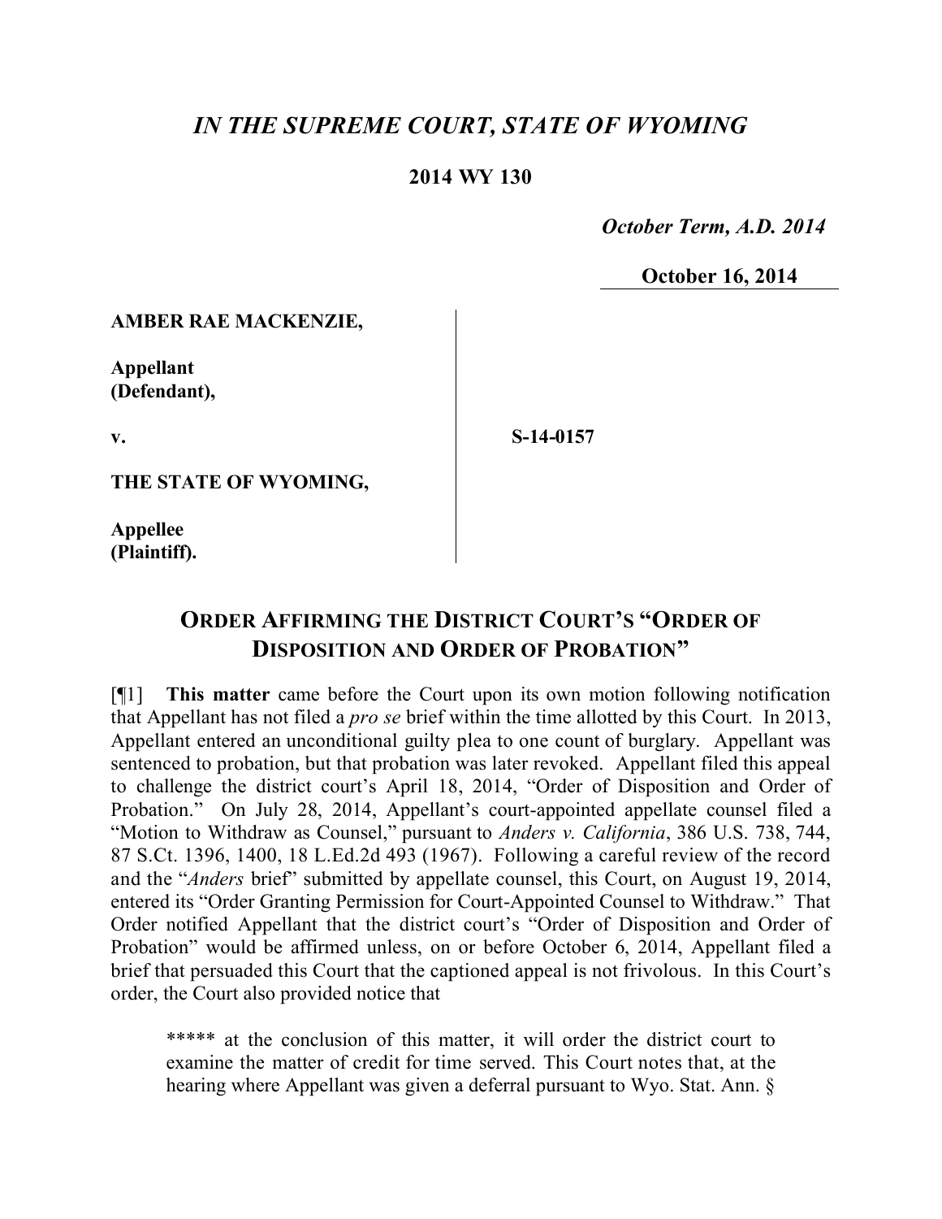# *IN THE SUPREME COURT, STATE OF WYOMING*

**2014 WY 130**

*October Term, A.D. 2014*

**October 16, 2014**

| | | |
|---|---|---|
| **AMBER RAE MACKENZIE,**<br><br>**Appellant (Defendant),**<br><br>**v.**<br><br>**THE STATE OF WYOMING,**<br><br>**Appellee (Plaintiff).** | | **S-14-0157** |

## ORDER AFFIRMING THE DISTRICT COURT'S "ORDER OF DISPOSITION AND ORDER OF PROBATION"

[¶1] **This matter** came before the Court upon its own motion following notification that Appellant has not filed a *pro se* brief within the time allotted by this Court. In 2013, Appellant entered an unconditional guilty plea to one count of burglary. Appellant was sentenced to probation, but that probation was later revoked. Appellant filed this appeal to challenge the district court's April 18, 2014, "Order of Disposition and Order of Probation." On July 28, 2014, Appellant's court-appointed appellate counsel filed a "Motion to Withdraw as Counsel," pursuant to *Anders v. California*, 386 U.S. 738, 744, 87 S.Ct. 1396, 1400, 18 L.Ed.2d 493 (1967). Following a careful review of the record and the "*Anders* brief" submitted by appellate counsel, this Court, on August 19, 2014, entered its "Order Granting Permission for Court-Appointed Counsel to Withdraw." That Order notified Appellant that the district court's "Order of Disposition and Order of Probation" would be affirmed unless, on or before October 6, 2014, Appellant filed a brief that persuaded this Court that the captioned appeal is not frivolous. In this Court's order, the Court also provided notice that

> ***** at the conclusion of this matter, it will order the district court to examine the matter of credit for time served. This Court notes that, at the hearing where Appellant was given a deferral pursuant to Wyo. Stat. Ann. §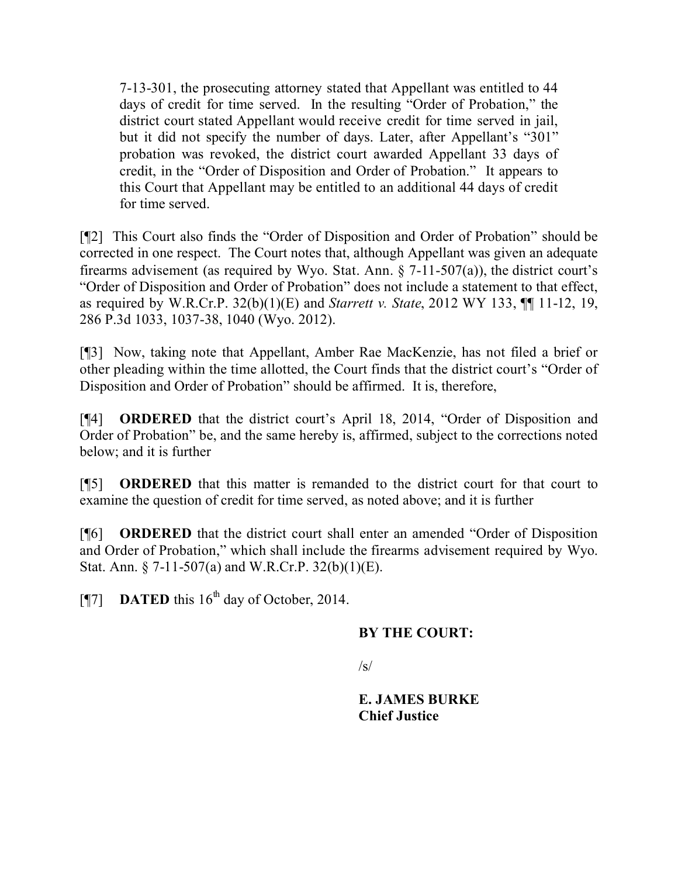7-13-301, the prosecuting attorney stated that Appellant was entitled to 44 days of credit for time served. In the resulting "Order of Probation," the district court stated Appellant would receive credit for time served in jail, but it did not specify the number of days. Later, after Appellant's "301" probation was revoked, the district court awarded Appellant 33 days of credit, in the "Order of Disposition and Order of Probation." It appears to this Court that Appellant may be entitled to an additional 44 days of credit for time served.

[¶2] This Court also finds the "Order of Disposition and Order of Probation" should be corrected in one respect. The Court notes that, although Appellant was given an adequate firearms advisement (as required by Wyo. Stat. Ann. § 7-11-507(a)), the district court's "Order of Disposition and Order of Probation" does not include a statement to that effect, as required by W.R.Cr.P. 32(b)(1)(E) and *Starrett v. State*, 2012 WY 133, ¶¶ 11-12, 19, 286 P.3d 1033, 1037-38, 1040 (Wyo. 2012).

[¶3] Now, taking note that Appellant, Amber Rae MacKenzie, has not filed a brief or other pleading within the time allotted, the Court finds that the district court's "Order of Disposition and Order of Probation" should be affirmed. It is, therefore,

[¶4] **ORDERED** that the district court's April 18, 2014, "Order of Disposition and Order of Probation" be, and the same hereby is, affirmed, subject to the corrections noted below; and it is further

[¶5] **ORDERED** that this matter is remanded to the district court for that court to examine the question of credit for time served, as noted above; and it is further

[¶6] **ORDERED** that the district court shall enter an amended "Order of Disposition and Order of Probation," which shall include the firearms advisement required by Wyo. Stat. Ann. § 7-11-507(a) and W.R.Cr.P. 32(b)(1)(E).

[¶7] **DATED** this 16th day of October, 2014.

**BY THE COURT:**

/s/

**E. JAMES BURKE**
**Chief Justice**